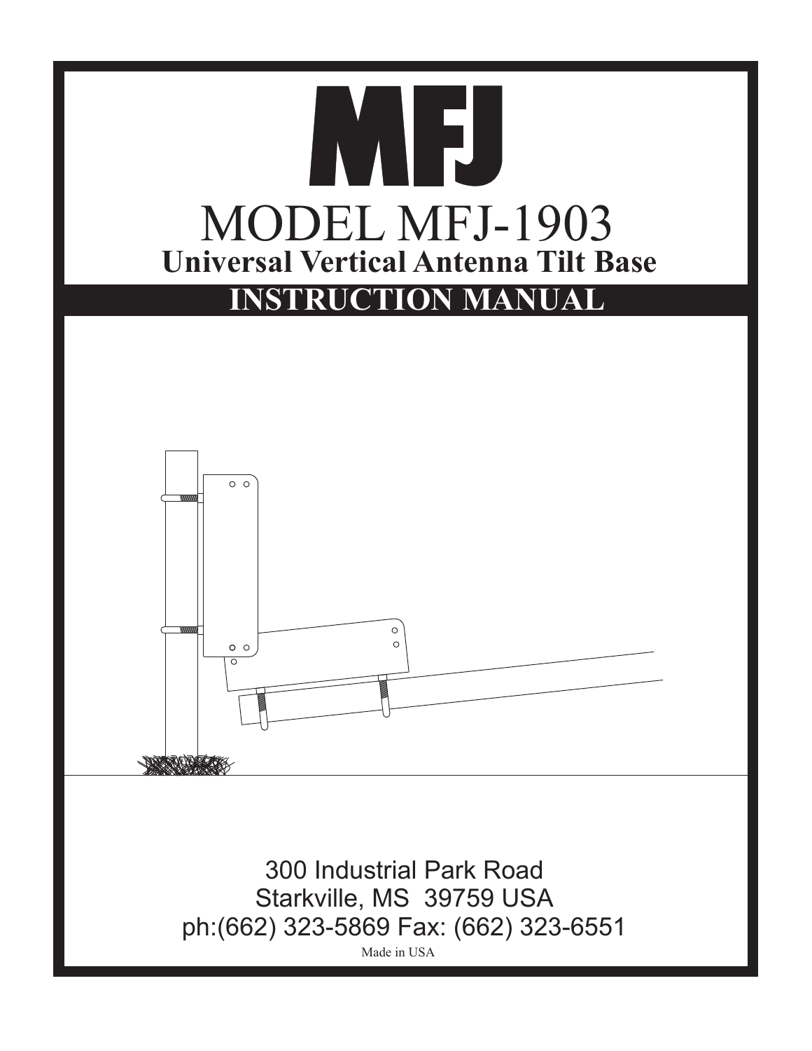# MFJ

# MODEL MFJ-1903

## Universal Vertical Antenna Tilt Base

## INSTRUCTION MANUAL

300 Industrial Park Road
Starkville, MS 39759 USA
ph:(662) 323-5869 Fax: (662) 323-6551

Made in USA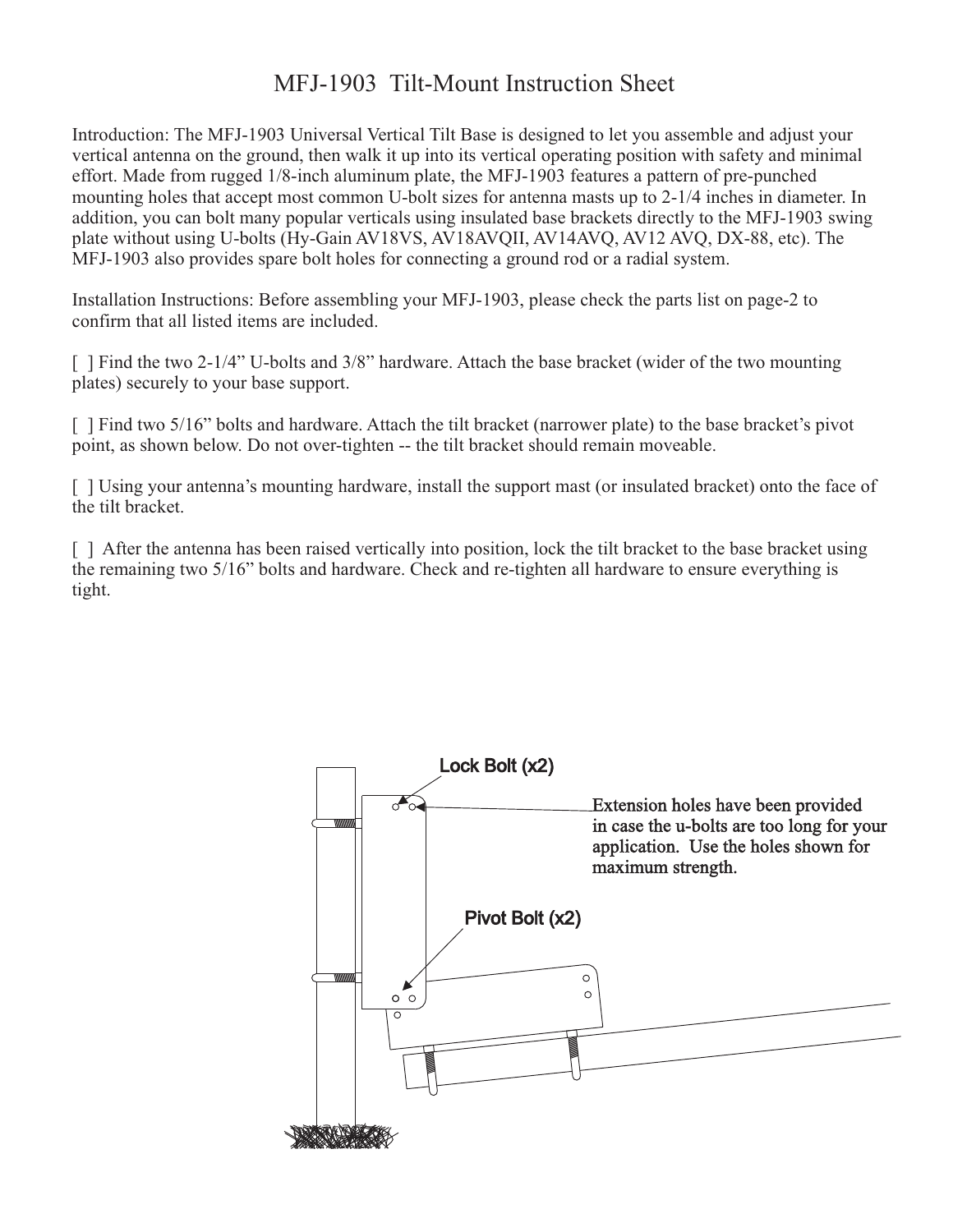# MFJ-1903 Tilt-Mount Instruction Sheet

Introduction: The MFJ-1903 Universal Vertical Tilt Base is designed to let you assemble and adjust your vertical antenna on the ground, then walk it up into its vertical operating position with safety and minimal effort. Made from rugged 1/8-inch aluminum plate, the MFJ-1903 features a pattern of pre-punched mounting holes that accept most common U-bolt sizes for antenna masts up to 2-1/4 inches in diameter. In addition, you can bolt many popular verticals using insulated base brackets directly to the MFJ-1903 swing plate without using U-bolts (Hy-Gain AV18VS, AV18AVQII, AV14AVQ, AV12 AVQ, DX-88, etc). The MFJ-1903 also provides spare bolt holes for connecting a ground rod or a radial system.

Installation Instructions: Before assembling your MFJ-1903, please check the parts list on page-2 to confirm that all listed items are included.

[ ] Find the two 2-1/4" U-bolts and 3/8" hardware. Attach the base bracket (wider of the two mounting plates) securely to your base support.

[ ] Find two 5/16" bolts and hardware. Attach the tilt bracket (narrower plate) to the base bracket's pivot point, as shown below. Do not over-tighten -- the tilt bracket should remain moveable.

[ ] Using your antenna's mounting hardware, install the support mast (or insulated bracket) onto the face of the tilt bracket.

[ ] After the antenna has been raised vertically into position, lock the tilt bracket to the base bracket using the remaining two 5/16" bolts and hardware. Check and re-tighten all hardware to ensure everything is tight.

Lock Bolt (x2)

Extension holes have been provided in case the u-bolts are too long for your application. Use the holes shown for maximum strength.

Pivot Bolt (x2)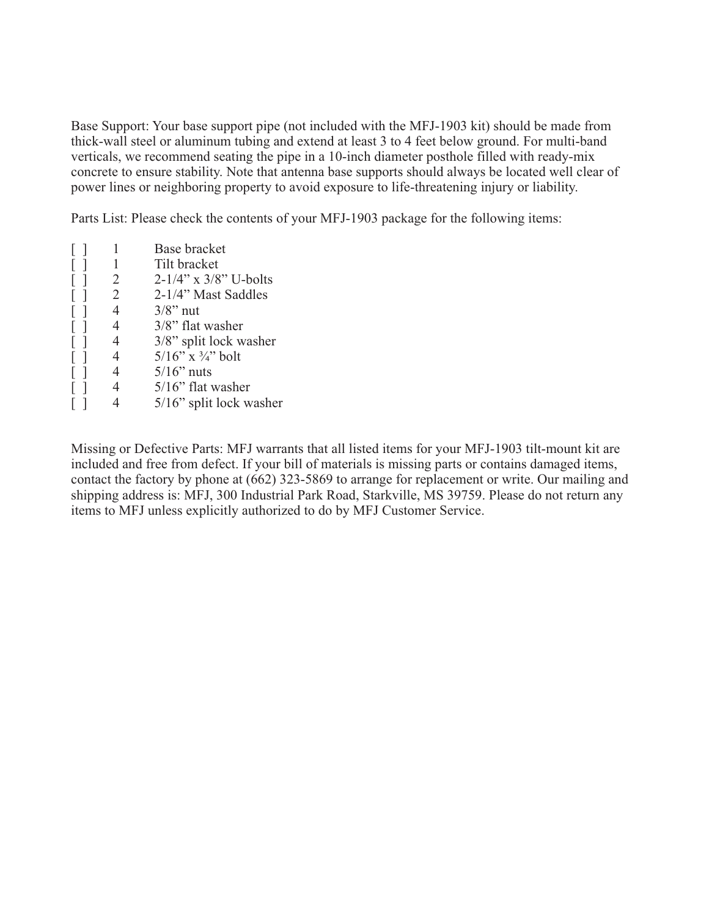Base Support: Your base support pipe (not included with the MFJ-1903 kit) should be made from thick-wall steel or aluminum tubing and extend at least 3 to 4 feet below ground. For multi-band verticals, we recommend seating the pipe in a 10-inch diameter posthole filled with ready-mix concrete to ensure stability. Note that antenna base supports should always be located well clear of power lines or neighboring property to avoid exposure to life-threatening injury or liability.

Parts List: Please check the contents of your MFJ-1903 package for the following items:

| | | |
|---|---|---|
| [ ] | 1 | Base bracket |
| [ ] | 1 | Tilt bracket |
| [ ] | 2 | 2-1/4” x 3/8” U-bolts |
| [ ] | 2 | 2-1/4” Mast Saddles |
| [ ] | 4 | 3/8” nut |
| [ ] | 4 | 3/8” flat washer |
| [ ] | 4 | 3/8” split lock washer |
| [ ] | 4 | 5/16” x ¾” bolt |
| [ ] | 4 | 5/16” nuts |
| [ ] | 4 | 5/16” flat washer |
| [ ] | 4 | 5/16” split lock washer |

Missing or Defective Parts: MFJ warrants that all listed items for your MFJ-1903 tilt-mount kit are included and free from defect. If your bill of materials is missing parts or contains damaged items, contact the factory by phone at (662) 323-5869 to arrange for replacement or write. Our mailing and shipping address is: MFJ, 300 Industrial Park Road, Starkville, MS 39759. Please do not return any items to MFJ unless explicitly authorized to do by MFJ Customer Service.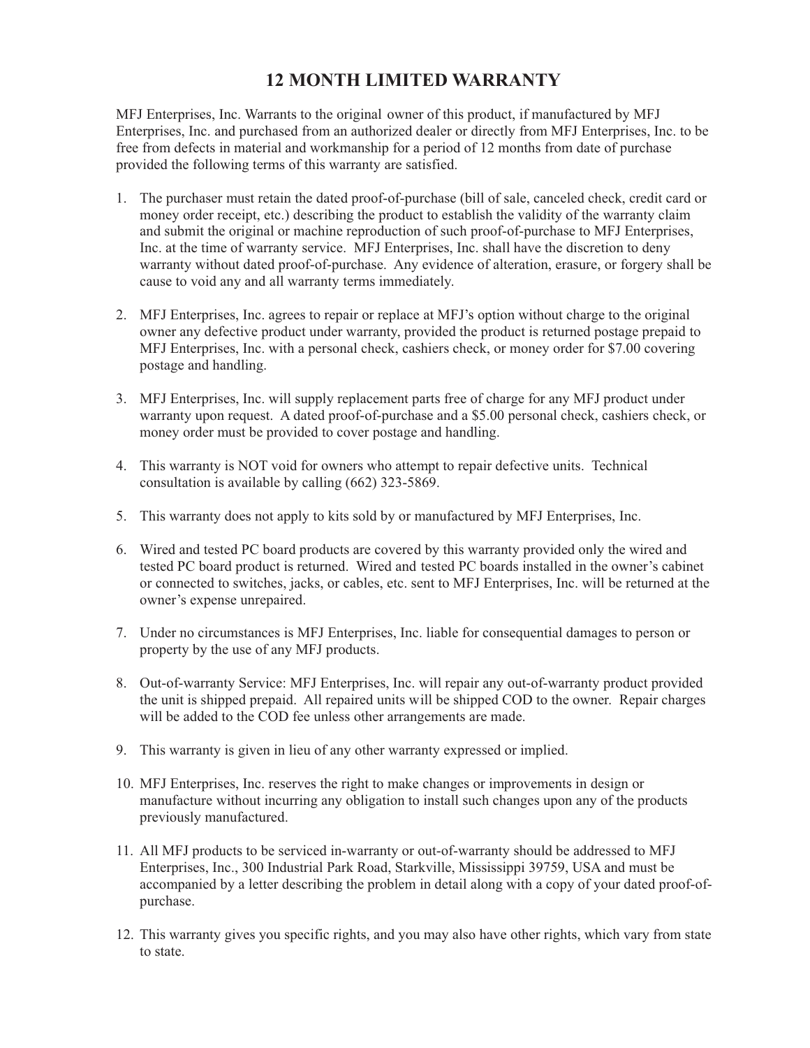# 12 MONTH LIMITED WARRANTY

MFJ Enterprises, Inc. Warrants to the original owner of this product, if manufactured by MFJ Enterprises, Inc. and purchased from an authorized dealer or directly from MFJ Enterprises, Inc. to be free from defects in material and workmanship for a period of 12 months from date of purchase provided the following terms of this warranty are satisfied.

1. The purchaser must retain the dated proof-of-purchase (bill of sale, canceled check, credit card or money order receipt, etc.) describing the product to establish the validity of the warranty claim and submit the original or machine reproduction of such proof-of-purchase to MFJ Enterprises, Inc. at the time of warranty service. MFJ Enterprises, Inc. shall have the discretion to deny warranty without dated proof-of-purchase. Any evidence of alteration, erasure, or forgery shall be cause to void any and all warranty terms immediately.

2. MFJ Enterprises, Inc. agrees to repair or replace at MFJ's option without charge to the original owner any defective product under warranty, provided the product is returned postage prepaid to MFJ Enterprises, Inc. with a personal check, cashiers check, or money order for $7.00 covering postage and handling.

3. MFJ Enterprises, Inc. will supply replacement parts free of charge for any MFJ product under warranty upon request. A dated proof-of-purchase and a $5.00 personal check, cashiers check, or money order must be provided to cover postage and handling.

4. This warranty is NOT void for owners who attempt to repair defective units. Technical consultation is available by calling (662) 323-5869.

5. This warranty does not apply to kits sold by or manufactured by MFJ Enterprises, Inc.

6. Wired and tested PC board products are covered by this warranty provided only the wired and tested PC board product is returned. Wired and tested PC boards installed in the owner's cabinet or connected to switches, jacks, or cables, etc. sent to MFJ Enterprises, Inc. will be returned at the owner's expense unrepaired.

7. Under no circumstances is MFJ Enterprises, Inc. liable for consequential damages to person or property by the use of any MFJ products.

8. Out-of-warranty Service: MFJ Enterprises, Inc. will repair any out-of-warranty product provided the unit is shipped prepaid. All repaired units will be shipped COD to the owner. Repair charges will be added to the COD fee unless other arrangements are made.

9. This warranty is given in lieu of any other warranty expressed or implied.

10. MFJ Enterprises, Inc. reserves the right to make changes or improvements in design or manufacture without incurring any obligation to install such changes upon any of the products previously manufactured.

11. All MFJ products to be serviced in-warranty or out-of-warranty should be addressed to MFJ Enterprises, Inc., 300 Industrial Park Road, Starkville, Mississippi 39759, USA and must be accompanied by a letter describing the problem in detail along with a copy of your dated proof-of-purchase.

12. This warranty gives you specific rights, and you may also have other rights, which vary from state to state.